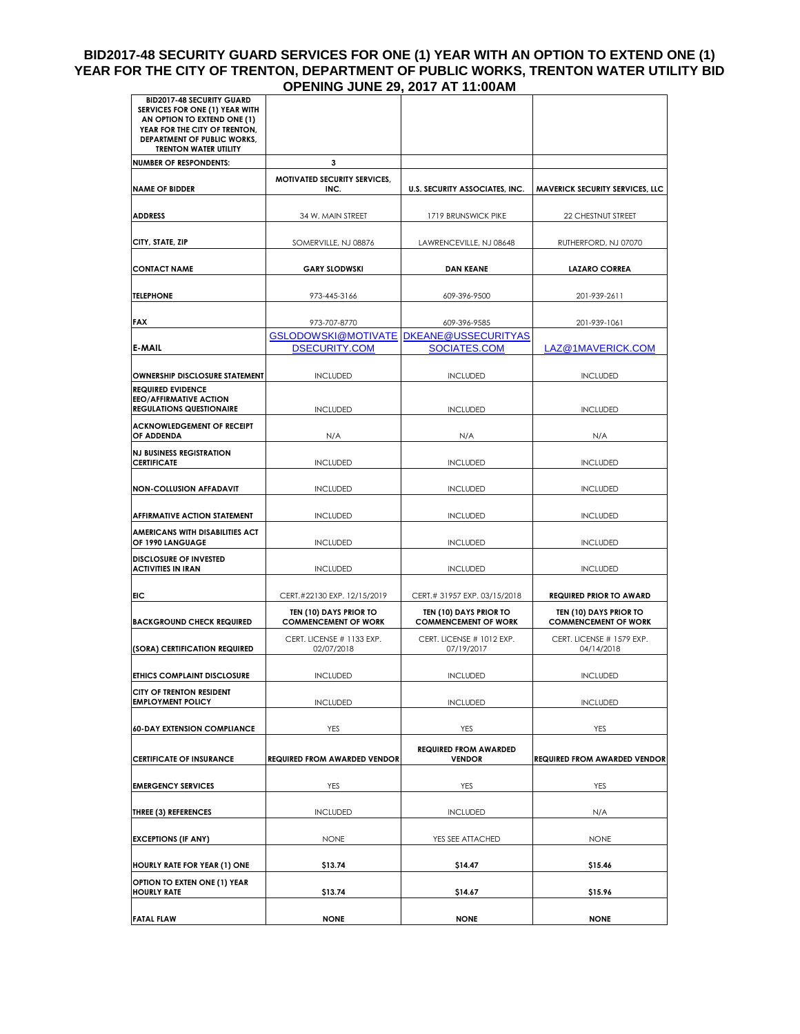# BID2017-48 SECURITY GUARD SERVICES FOR ONE (1) YEAR WITH AN OPTION TO EXTEND ONE (1) YEAR FOR THE CITY OF TRENTON, DEPARTMENT OF PUBLIC WORKS, TRENTON WATER UTILITY BID OPENING JUNE 29, 2017 AT 11:00AM

| BID2017-48 SECURITY GUARD SERVICES FOR ONE (1) YEAR WITH AN OPTION TO EXTEND ONE (1) YEAR FOR THE CITY OF TRENTON, DEPARTMENT OF PUBLIC WORKS, TRENTON WATER UTILITY | | | |
|---|---|---|---|
| NUMBER OF RESPONDENTS: | 3 | | |
| NAME OF BIDDER | MOTIVATED SECURITY SERVICES, INC. | U.S. SECURITY ASSOCIATES, INC. | MAVERICK SECURITY SERVICES, LLC |
| ADDRESS | 34 W. MAIN STREET | 1719 BRUNSWICK PIKE | 22 CHESTNUT STREET |
| CITY, STATE, ZIP | SOMERVILLE, NJ 08876 | LAWRENCEVILLE, NJ 08648 | RUTHERFORD, NJ 07070 |
| CONTACT NAME | GARY SLODWSKI | DAN KEANE | LAZARO CORREA |
| TELEPHONE | 973-445-3166 | 609-396-9500 | 201-939-2611 |
| FAX | 973-707-8770 | 609-396-9585 | 201-939-1061 |
| E-MAIL | GSLODOWSKI@MOTIVATEDSECURITY.COM | DKEANE@USSECURITYASSOCIATES.COM | LAZ@1MAVERICK.COM |
| OWNERSHIP DISCLOSURE STATEMENT | INCLUDED | INCLUDED | INCLUDED |
| REQUIRED EVIDENCE EEO/AFFIRMATIVE ACTION REGULATIONS QUESTIONAIRE | INCLUDED | INCLUDED | INCLUDED |
| ACKNOWLEDGEMENT OF RECEIPT OF ADDENDA | N/A | N/A | N/A |
| NJ BUSINESS REGISTRATION CERTIFICATE | INCLUDED | INCLUDED | INCLUDED |
| NON-COLLUSION AFFADAVIT | INCLUDED | INCLUDED | INCLUDED |
| AFFIRMATIVE ACTION STATEMENT | INCLUDED | INCLUDED | INCLUDED |
| AMERICANS WITH DISABILITIES ACT OF 1990 LANGUAGE | INCLUDED | INCLUDED | INCLUDED |
| DISCLOSURE OF INVESTED ACTIVITIES IN IRAN | INCLUDED | INCLUDED | INCLUDED |
| EIC | CERT.#22130 EXP. 12/15/2019 | CERT.# 31957 EXP. 03/15/2018 | REQUIRED PRIOR TO AWARD |
| BACKGROUND CHECK REQUIRED | TEN (10) DAYS PRIOR TO COMMENCEMENT OF WORK | TEN (10) DAYS PRIOR TO COMMENCEMENT OF WORK | TEN (10) DAYS PRIOR TO COMMENCEMENT OF WORK |
| (SORA) CERTIFICATION REQUIRED | CERT. LICENSE # 1133 EXP. 02/07/2018 | CERT. LICENSE # 1012 EXP. 07/19/2017 | CERT. LICENSE # 1579 EXP. 04/14/2018 |
| ETHICS COMPLAINT DISCLOSURE | INCLUDED | INCLUDED | INCLUDED |
| CITY OF TRENTON RESIDENT EMPLOYMENT POLICY | INCLUDED | INCLUDED | INCLUDED |
| 60-DAY EXTENSION COMPLIANCE | YES | YES | YES |
| CERTIFICATE OF INSURANCE | REQUIRED FROM AWARDED VENDOR | REQUIRED FROM AWARDED VENDOR | REQUIRED FROM AWARDED VENDOR |
| EMERGENCY SERVICES | YES | YES | YES |
| THREE (3) REFERENCES | INCLUDED | INCLUDED | N/A |
| EXCEPTIONS (IF ANY) | NONE | YES SEE ATTACHED | NONE |
| HOURLY RATE FOR YEAR (1) ONE | $13.74 | $14.47 | $15.46 |
| OPTION TO EXTEN ONE (1) YEAR HOURLY RATE | $13.74 | $14.67 | $15.96 |
| FATAL FLAW | NONE | NONE | NONE |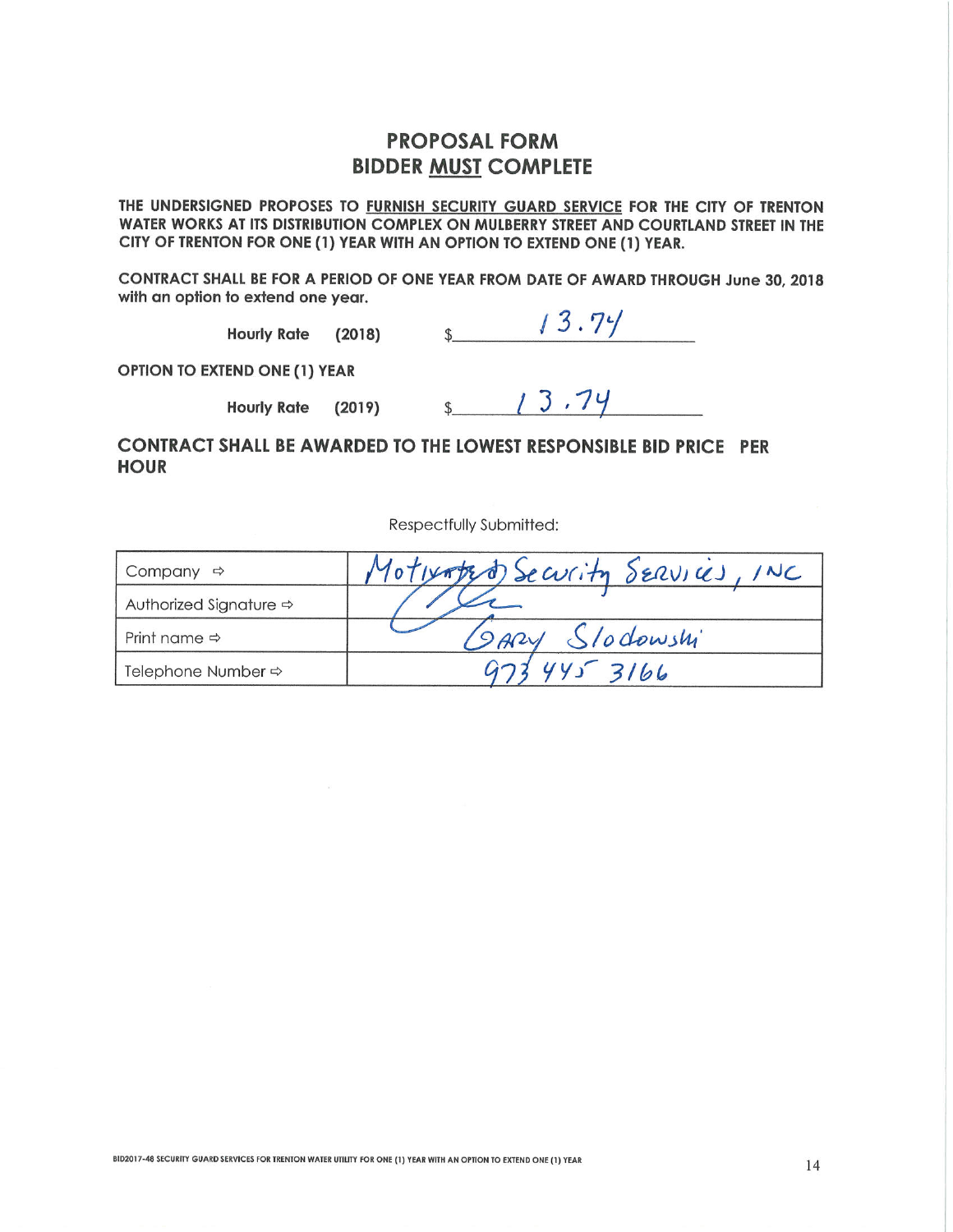# PROPOSAL FORM
## BIDDER MUST COMPLETE

**THE UNDERSIGNED PROPOSES TO FURNISH SECURITY GUARD SERVICE FOR THE CITY OF TRENTON WATER WORKS AT ITS DISTRIBUTION COMPLEX ON MULBERRY STREET AND COURTLAND STREET IN THE CITY OF TRENTON FOR ONE (1) YEAR WITH AN OPTION TO EXTEND ONE (1) YEAR.**

**CONTRACT SHALL BE FOR A PERIOD OF ONE YEAR FROM DATE OF AWARD THROUGH June 30, 2018 with an option to extend one year.**

**Hourly Rate (2018)** $ 13.74

**OPTION TO EXTEND ONE (1) YEAR**

**Hourly Rate (2019)** $ 13.74

**CONTRACT SHALL BE AWARDED TO THE LOWEST RESPONSIBLE BID PRICE PER HOUR**

Respectfully Submitted:

| | |
|---|---|
| Company ⇨ | Motivated Security Services, INC |
| Authorized Signature ⇨ | (signature) |
| Print name ⇨ | Gary Slodowski |
| Telephone Number ⇨ | 973 445 3166 |

BID2017-48 SECURITY GUARD SERVICES FOR TRENTON WATER UTILITY FOR ONE (1) YEAR WITH AN OPTION TO EXTEND ONE (1) YEAR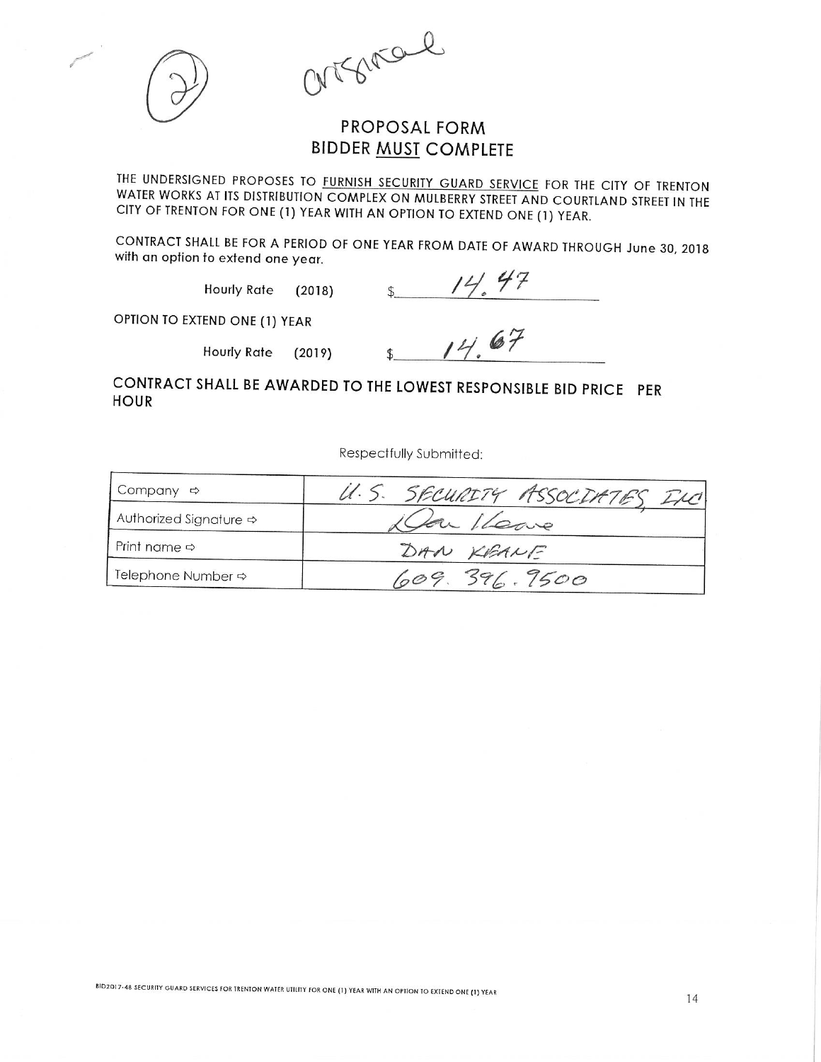(2) original

## PROPOSAL FORM
## BIDDER MUST COMPLETE

THE UNDERSIGNED PROPOSES TO FURNISH SECURITY GUARD SERVICE FOR THE CITY OF TRENTON WATER WORKS AT ITS DISTRIBUTION COMPLEX ON MULBERRY STREET AND COURTLAND STREET IN THE CITY OF TRENTON FOR ONE (1) YEAR WITH AN OPTION TO EXTEND ONE (1) YEAR.

CONTRACT SHALL BE FOR A PERIOD OF ONE YEAR FROM DATE OF AWARD THROUGH June 30, 2018 with an option to extend one year.

Hourly Rate (2018) $ 14.47

OPTION TO EXTEND ONE (1) YEAR

Hourly Rate (2019) $ 14.67

**CONTRACT SHALL BE AWARDED TO THE LOWEST RESPONSIBLE BID PRICE PER HOUR**

Respectfully Submitted:

| | |
|---|---|
| Company ⇨ | U.S. SECURITY ASSOCIATES, INC |
| Authorized Signature ⇨ | Dan Keane |
| Print name ⇨ | DAN KEANE |
| Telephone Number ⇨ | 609.396.9500 |

BID2017-48 SECURITY GUARD SERVICES FOR TRENTON WATER UTILITY FOR ONE (1) YEAR WITH AN OPTION TO EXTEND ONE (1) YEAR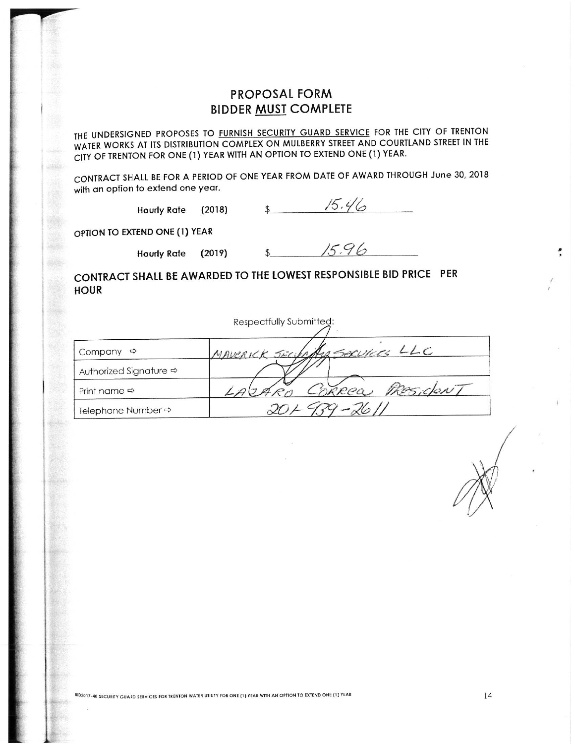# PROPOSAL FORM
## BIDDER MUST COMPLETE

THE UNDERSIGNED PROPOSES TO FURNISH SECURITY GUARD SERVICE FOR THE CITY OF TRENTON WATER WORKS AT ITS DISTRIBUTION COMPLEX ON MULBERRY STREET AND COURTLAND STREET IN THE CITY OF TRENTON FOR ONE (1) YEAR WITH AN OPTION TO EXTEND ONE (1) YEAR.

CONTRACT SHALL BE FOR A PERIOD OF ONE YEAR FROM DATE OF AWARD THROUGH June 30, 2018 with an option to extend one year.

Hourly Rate (2018) $ 15.46

OPTION TO EXTEND ONE (1) YEAR

Hourly Rate (2019) $ 15.96

**CONTRACT SHALL BE AWARDED TO THE LOWEST RESPONSIBLE BID PRICE PER HOUR**

Respectfully Submitted:

| | |
|---|---|
| Company ⇨ | MAVERICK SECURITY SERVICES LLC |
| Authorized Signature ⇨ | |
| Print name ⇨ | LAZARO CORREA PRESIDENT |
| Telephone Number ⇨ | 201-939-2611 |

BID2017-48 SECURITY GUARD SERVICES FOR TRENTON WATER UTILITY FOR ONE (1) YEAR WITH AN OPTION TO EXTEND ONE (1) YEAR